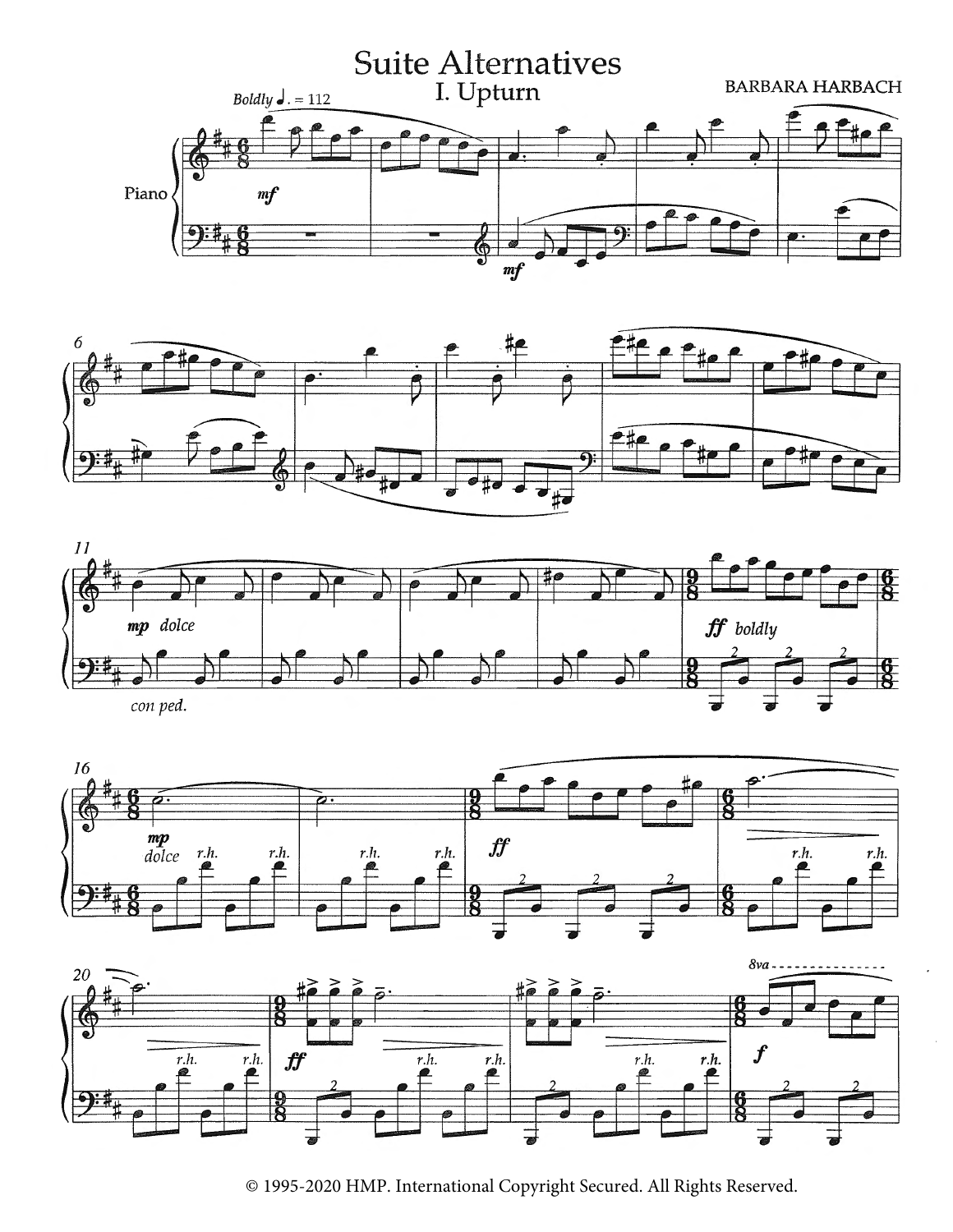# Suite Alternatives

## I. Upturn

BARBARA HARBACH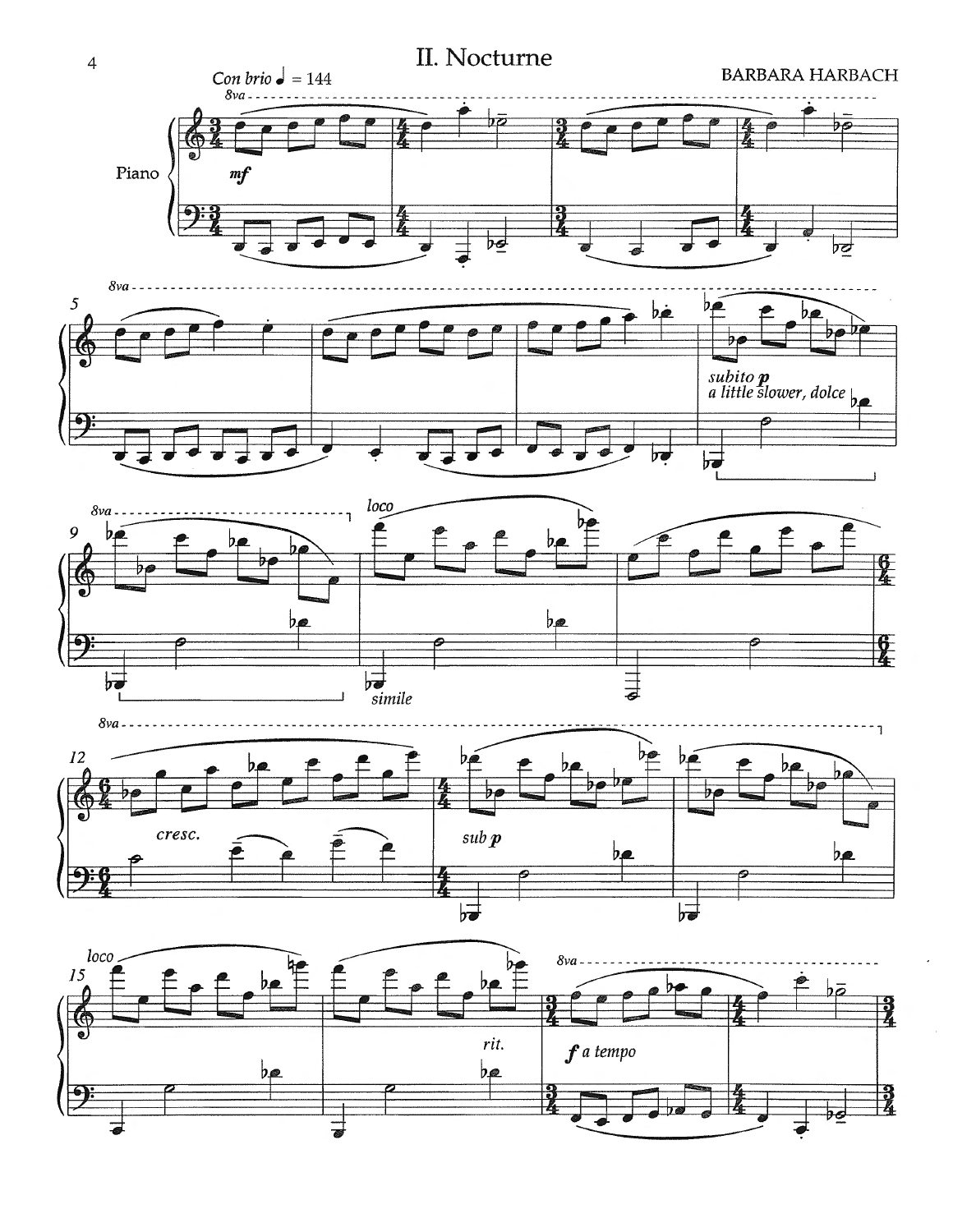# II. Nocturne

BARBARA HARBACH

*Con brio* ♩ = 144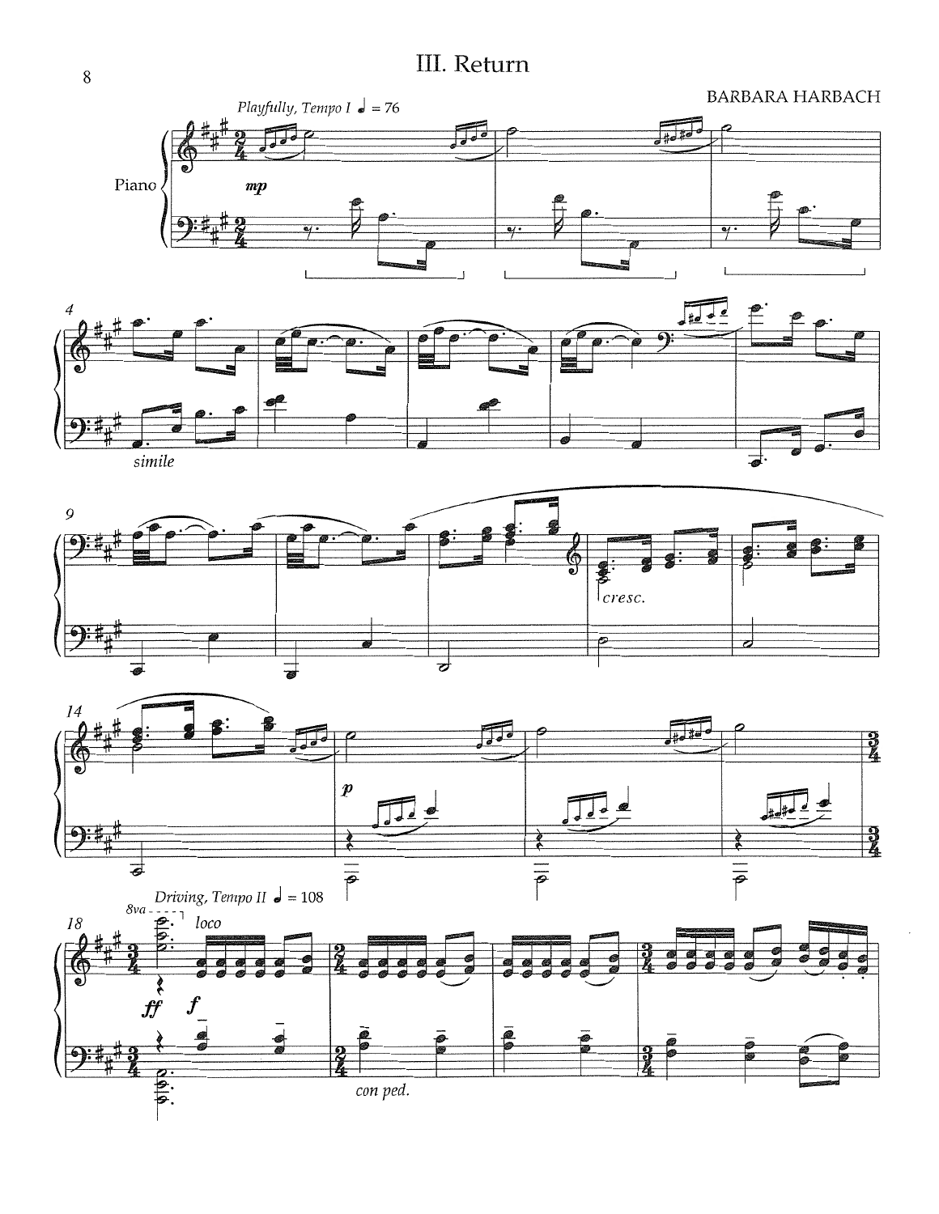# III. Return

BARBARA HARBACH